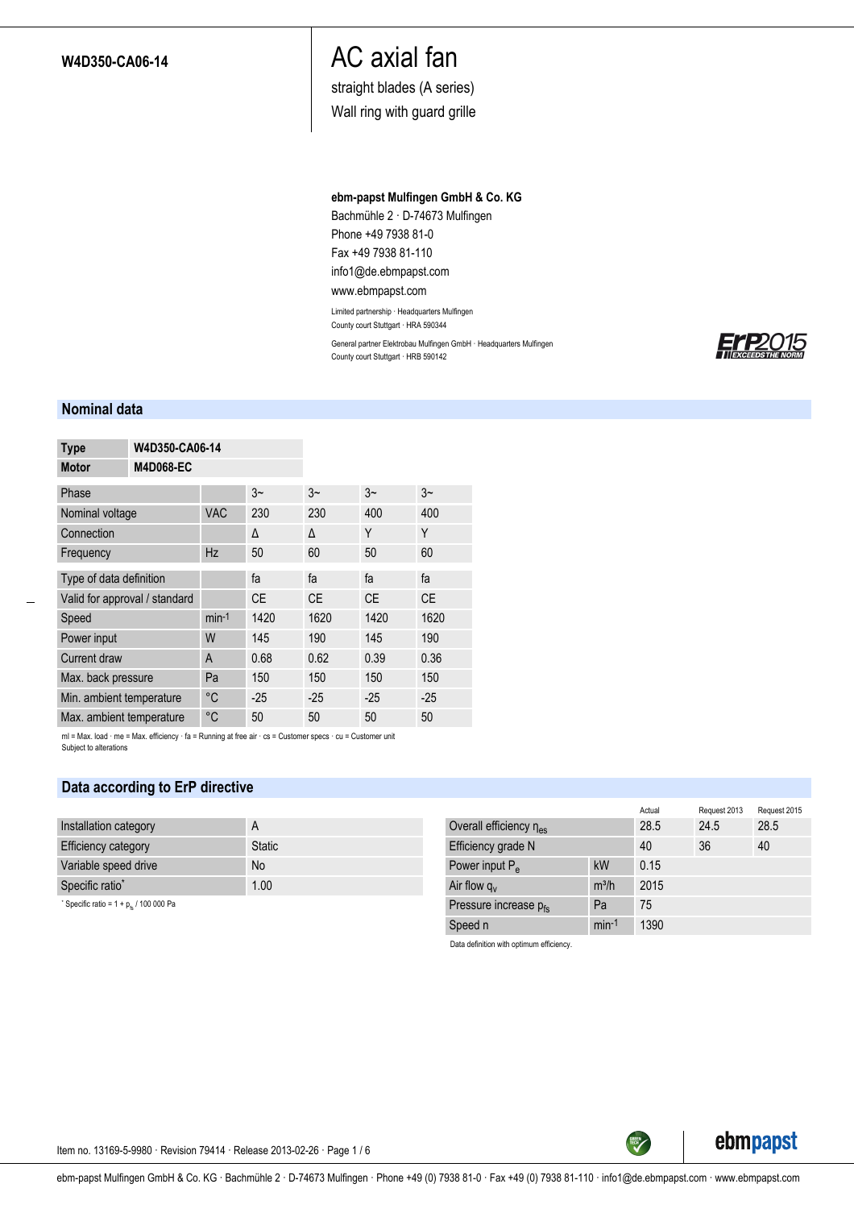W4D350-CA06-14

# AC axial fan

straight blades (A series)

Wall ring with guard grille

**ebm-papst Mulfingen GmbH & Co. KG**
Bachmühle 2 · D-74673 Mulfingen
Phone +49 7938 81-0
Fax +49 7938 81-110
info1@de.ebmpapst.com
www.ebmpapst.com

Limited partnership · Headquarters Mulfingen
County court Stuttgart · HRA 590344

General partner Elektrobau Mulfingen GmbH · Headquarters Mulfingen
County court Stuttgart · HRB 590142

ErP2015 EXCEEDS THE NORM

## Nominal data

| **Type** | **W4D350-CA06-14** |
|---|---|
| **Motor** | **M4D068-EC** |

| Phase | | 3~ | 3~ | 3~ | 3~ |
|---|---|---|---|---|---|
| Nominal voltage | VAC | 230 | 230 | 400 | 400 |
| Connection | | Δ | Δ | Y | Y |
| Frequency | Hz | 50 | 60 | 50 | 60 |
| Type of data definition | | fa | fa | fa | fa |
| Valid for approval / standard | | CE | CE | CE | CE |
| Speed | $min^{-1}$ | 1420 | 1620 | 1420 | 1620 |
| Power input | W | 145 | 190 | 145 | 190 |
| Current draw | A | 0.68 | 0.62 | 0.39 | 0.36 |
| Max. back pressure | Pa | 150 | 150 | 150 | 150 |
| Min. ambient temperature | °C | -25 | -25 | -25 | -25 |
| Max. ambient temperature | °C | 50 | 50 | 50 | 50 |

ml = Max. load · me = Max. efficiency · fa = Running at free air · cs = Customer specs · cu = Customer unit
Subject to alterations

## Data according to ErP directive

| Installation category | A |
|---|---|
| Efficiency category | Static |
| Variable speed drive | No |
| Specific ratio* | 1.00 |

* Specific ratio = 1 + $p_{fs}$ / 100 000 Pa

| | | Actual | Request 2013 | Request 2015 |
|---|---|---|---|---|
| Overall efficiency $\eta_{es}$ | | 28.5 | 24.5 | 28.5 |
| Efficiency grade N | | 40 | 36 | 40 |
| Power input $P_e$ | kW | 0.15 | | |
| Air flow $q_v$ | m³/h | 2015 | | |
| Pressure increase $p_{fs}$ | Pa | 75 | | |
| Speed n | $min^{-1}$ | 1390 | | |

Data definition with optimum efficiency.

Item no. 13169-5-9980 · Revision 79414 · Release 2013-02-26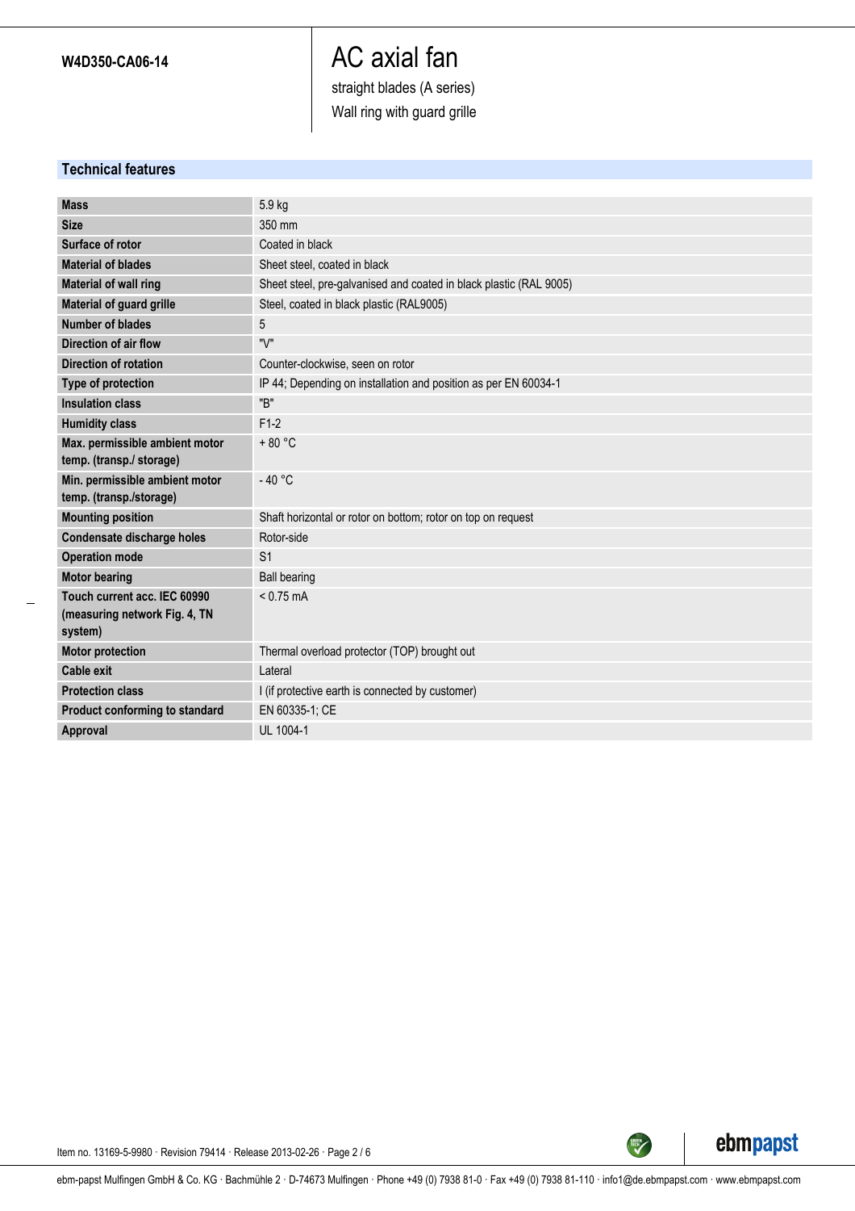W4D350-CA06-14

# AC axial fan

straight blades (A series)

Wall ring with guard grille

## Technical features

| | |
|---|---|
| **Mass** | 5.9 kg |
| **Size** | 350 mm |
| **Surface of rotor** | Coated in black |
| **Material of blades** | Sheet steel, coated in black |
| **Material of wall ring** | Sheet steel, pre-galvanised and coated in black plastic (RAL 9005) |
| **Material of guard grille** | Steel, coated in black plastic (RAL9005) |
| **Number of blades** | 5 |
| **Direction of air flow** | "V" |
| **Direction of rotation** | Counter-clockwise, seen on rotor |
| **Type of protection** | IP 44; Depending on installation and position as per EN 60034-1 |
| **Insulation class** | "B" |
| **Humidity class** | F1-2 |
| **Max. permissible ambient motor temp. (transp./ storage)** | + 80 °C |
| **Min. permissible ambient motor temp. (transp./storage)** | - 40 °C |
| **Mounting position** | Shaft horizontal or rotor on bottom; rotor on top on request |
| **Condensate discharge holes** | Rotor-side |
| **Operation mode** | S1 |
| **Motor bearing** | Ball bearing |
| **Touch current acc. IEC 60990 (measuring network Fig. 4, TN system)** | < 0.75 mA |
| **Motor protection** | Thermal overload protector (TOP) brought out |
| **Cable exit** | Lateral |
| **Protection class** | I (if protective earth is connected by customer) |
| **Product conforming to standard** | EN 60335-1; CE |
| **Approval** | UL 1004-1 |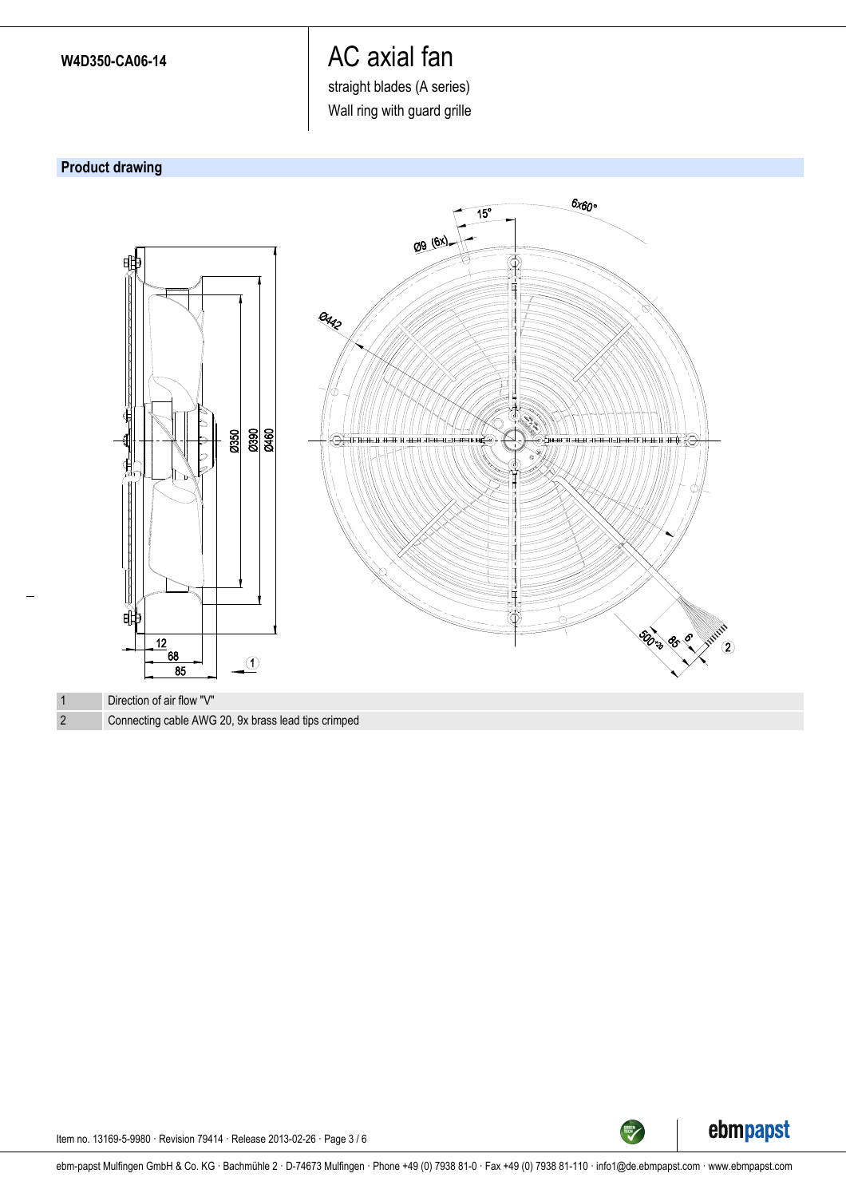**W4D350-CA06-14**

# AC axial fan

straight blades (A series)

Wall ring with guard grille

## Product drawing

| | |
|---|---|
| 1 | Direction of air flow "V" |
| 2 | Connecting cable AWG 20, 9x brass lead tips crimped |

Item no. 13169-5-9980 · Revision 79414 · Release 2013-02-26 · Page 3 / 6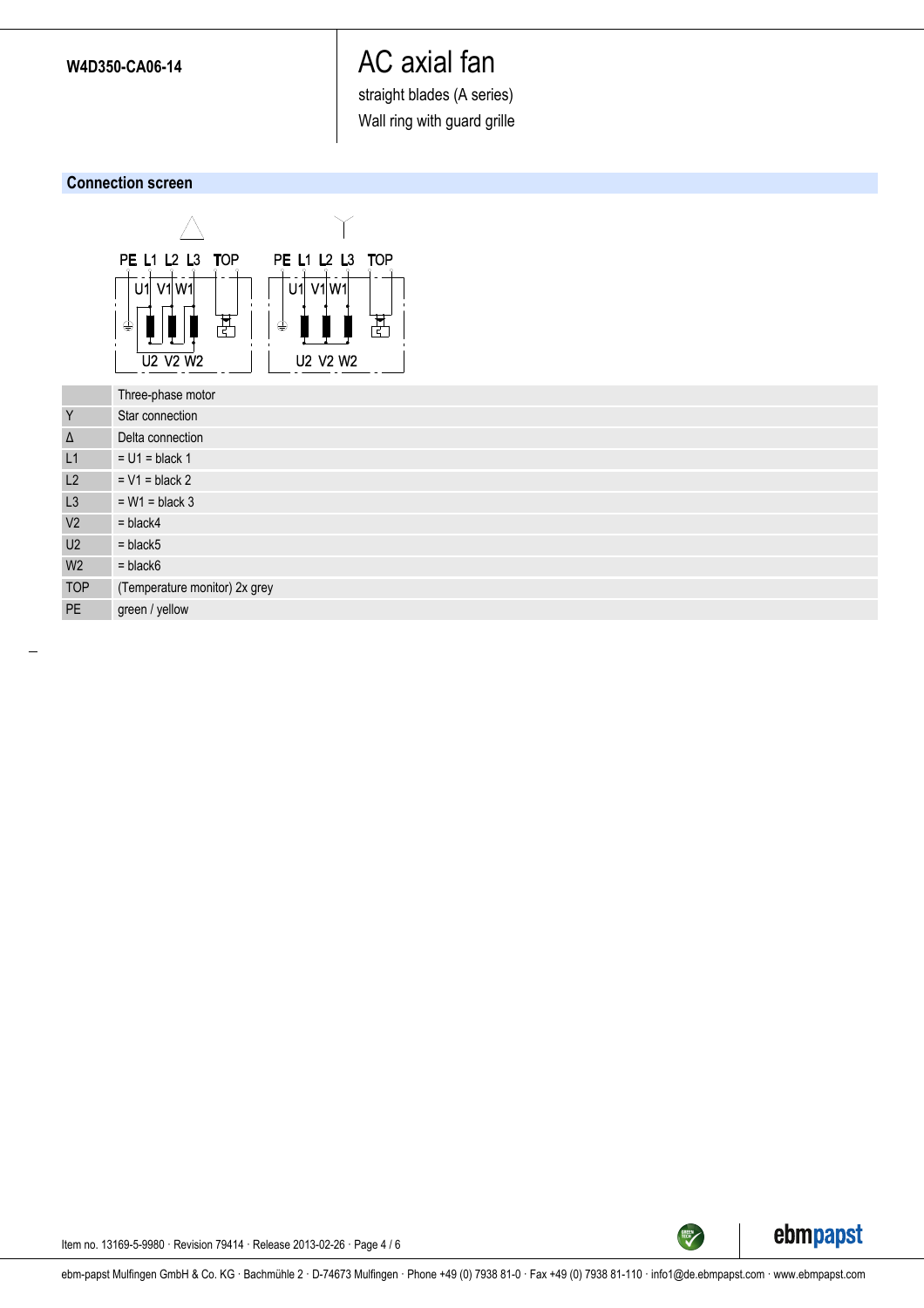W4D350-CA06-14

# AC axial fan

straight blades (A series)

Wall ring with guard grille

## Connection screen

|  | Three-phase motor |
|---|---|
| Y | Star connection |
| Δ | Delta connection |
| L1 | = U1 = black 1 |
| L2 | = V1 = black 2 |
| L3 | = W1 = black 3 |
| V2 | = black4 |
| U2 | = black5 |
| W2 | = black6 |
| TOP | (Temperature monitor) 2x grey |
| PE | green / yellow |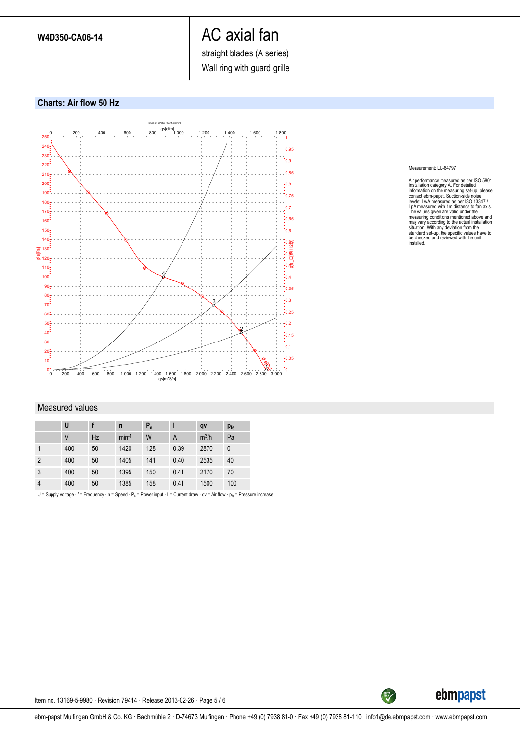W4D350-CA06-14

# AC axial fan

straight blades (A series)

Wall ring with guard grille

## Charts: Air flow 50 Hz

Measurement: LU-64797

Air performance measured as per ISO 5801 Installation category A. For detailed information on the measuring set-up, please contact ebm-papst. Suction-side noise levels: LwA measured as per ISO 13347 / LpA measured with 1m distance to fan axis. The values given are valid under the measuring conditions mentioned above and may vary according to the actual installation situation. With any deviation from the standard set-up, the specific values have to be checked and reviewed with the unit installed.

## Measured values

| | U | f | n | $P_e$ | I | qv | $p_{fs}$ |
|---|---|---|---|---|---|---|---|
| | V | Hz | $min^{-1}$ | W | A | $m^3/h$ | Pa |
| 1 | 400 | 50 | 1420 | 128 | 0.39 | 2870 | 0 |
| 2 | 400 | 50 | 1405 | 141 | 0.40 | 2535 | 40 |
| 3 | 400 | 50 | 1395 | 150 | 0.41 | 2170 | 70 |
| 4 | 400 | 50 | 1385 | 158 | 0.41 | 1500 | 100 |

U = Supply voltage · f = Frequency · n = Speed · $P_e$ = Power input · I = Current draw · qv = Air flow · $p_{fs}$ = Pressure increase

Item no. 13169-5-9980 · Revision 79414 · Release 2013-02-26

ebm-papst Mulfingen GmbH & Co. KG · Bachmühle 2 · D-74673 Mulfingen · Phone +49 (0) 7938 81-0 · Fax +49 (0) 7938 81-110 · info1@de.ebmpapst.com · www.ebmpapst.com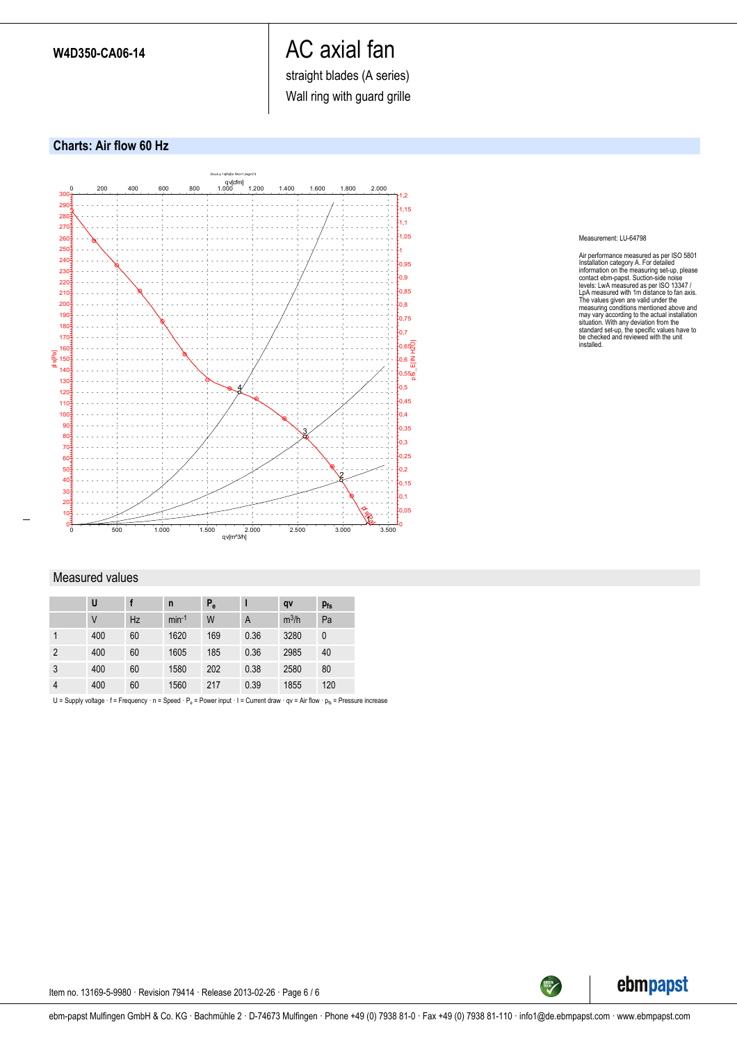W4D350-CA06-14

# AC axial fan

straight blades (A series)

Wall ring with guard grille

## Charts: Air flow 60 Hz

Druck p f.d[Pa] für Rho=1.2kg/m^3

q v[cfm]

0 200 400 600 800 1.000 1.200 1.400 1.600 1.800 2.000

p s[Pa]

300 290 280 270 260 250 240 230 220 210 200 190 180 170 160 150 140 130 120 110 100 90 80 70 60 50 40 30 20 10 0

p s_E[IN H2O]

1,2 1,15 1,1 1,05 1 0,95 0,9 0,85 0,8 0,75 0,7 0,65 0,6 0,55 0,5 0,45 0,4 0,35 0,3 0,25 0,2 0,15 0,1 0,05 0

4 3 2 1

0 500 1.000 1.500 2.000 2.500 3.000 3.500

qv[m^3/h]

Measurement: LU-64798

Air performance measured as per ISO 5801 Installation category A. For detailed information on the measuring set-up, please contact ebm-papst. Suction-side noise levels: LwA measured as per ISO 13347 / LpA measured with 1m distance to fan axis. The values given are valid under the measuring conditions mentioned above and may vary according to the actual installation situation. With any deviation from the standard set-up, the specific values have to be checked and reviewed with the unit installed.

## Measured values

| | U | f | n | $P_e$ | I | qv | $p_{fs}$ |
|---|---|---|---|---|---|---|---|
| | V | Hz | $min^{-1}$ | W | A | $m^3/h$ | Pa |
| 1 | 400 | 60 | 1620 | 169 | 0.36 | 3280 | 0 |
| 2 | 400 | 60 | 1605 | 185 | 0.36 | 2985 | 40 |
| 3 | 400 | 60 | 1580 | 202 | 0.38 | 2580 | 80 |
| 4 | 400 | 60 | 1560 | 217 | 0.39 | 1855 | 120 |

U = Supply voltage · f = Frequency · n = Speed · $P_e$ = Power input · I = Current draw · qv = Air flow · $p_{fs}$ = Pressure increase

Item no. 13169-5-9980 · Revision 79414 · Release 2013-02-26 · Page 6 / 6

ebm-papst Mulfingen GmbH & Co. KG · Bachmühle 2 · D-74673 Mulfingen · Phone +49 (0) 7938 81-0 · Fax +49 (0) 7938 81-110 · info1@de.ebmpapst.com · www.ebmpapst.com